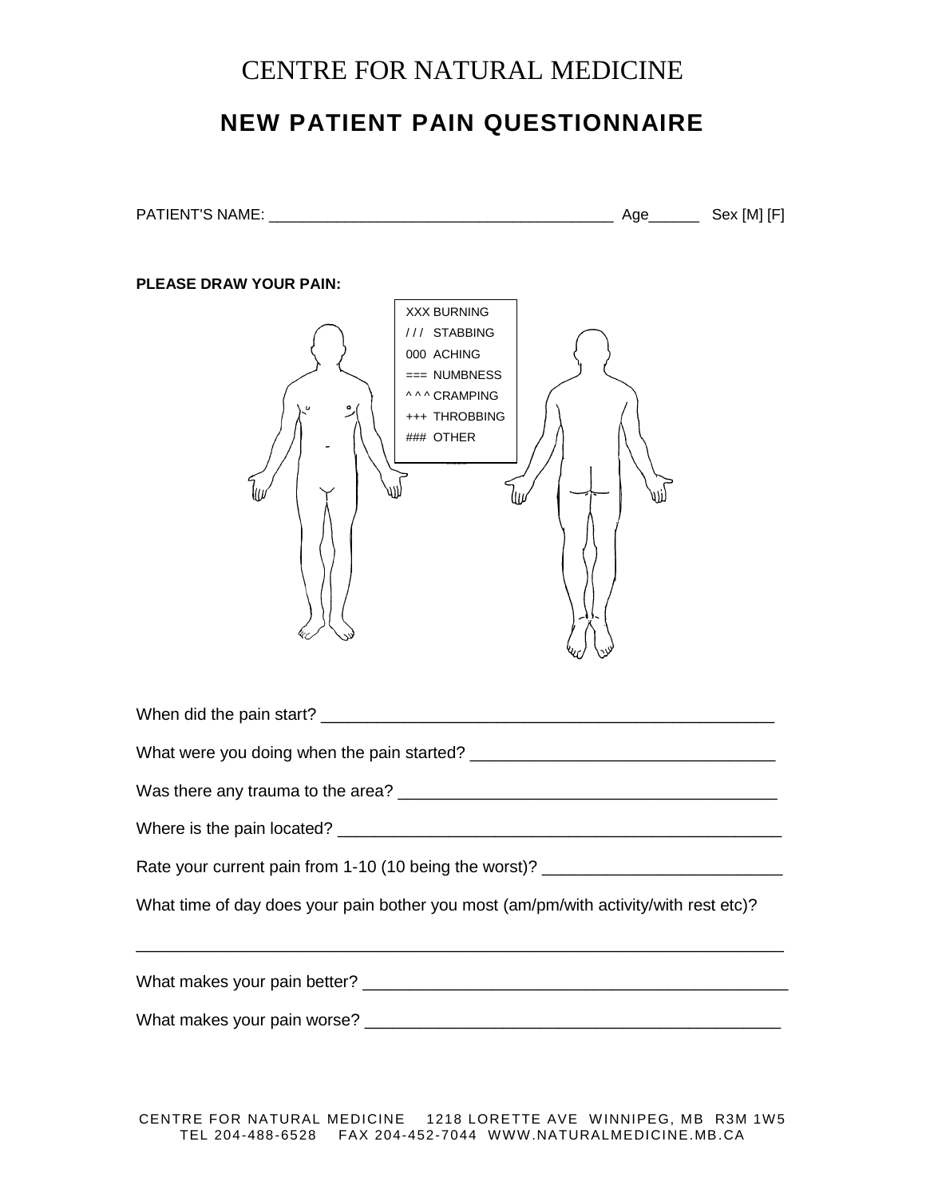# CENTRE FOR NATURAL MEDICINE

## NEW PATIENT PAIN QUESTIONNAIRE

PATIENT'S NAME: ________________________________________ Age______ Sex [M] [F]

**PLEASE DRAW YOUR PAIN:**

XXX BURNING
/ / / STABBING
000 ACHING
=== NUMBNESS
^ ^ ^ CRAMPING
+++ THROBBING
### OTHER

When did the pain start? ________________________________________________

What were you doing when the pain started? ________________________________

Was there any trauma to the area? ________________________________________

Where is the pain located? _______________________________________________

Rate your current pain from 1-10 (10 being the worst)? _________________________

What time of day does your pain bother you most (am/pm/with activity/with rest etc)?

___________________________________________________________________________

What makes your pain better? _____________________________________________

What makes your pain worse? _____________________________________________

CENTRE FOR NATURAL MEDICINE 1218 LORETTE AVE WINNIPEG, MB R3M 1W5
TEL 204-488-6528 FAX 204-452-7044 WWW.NATURALMEDICINE.MB.CA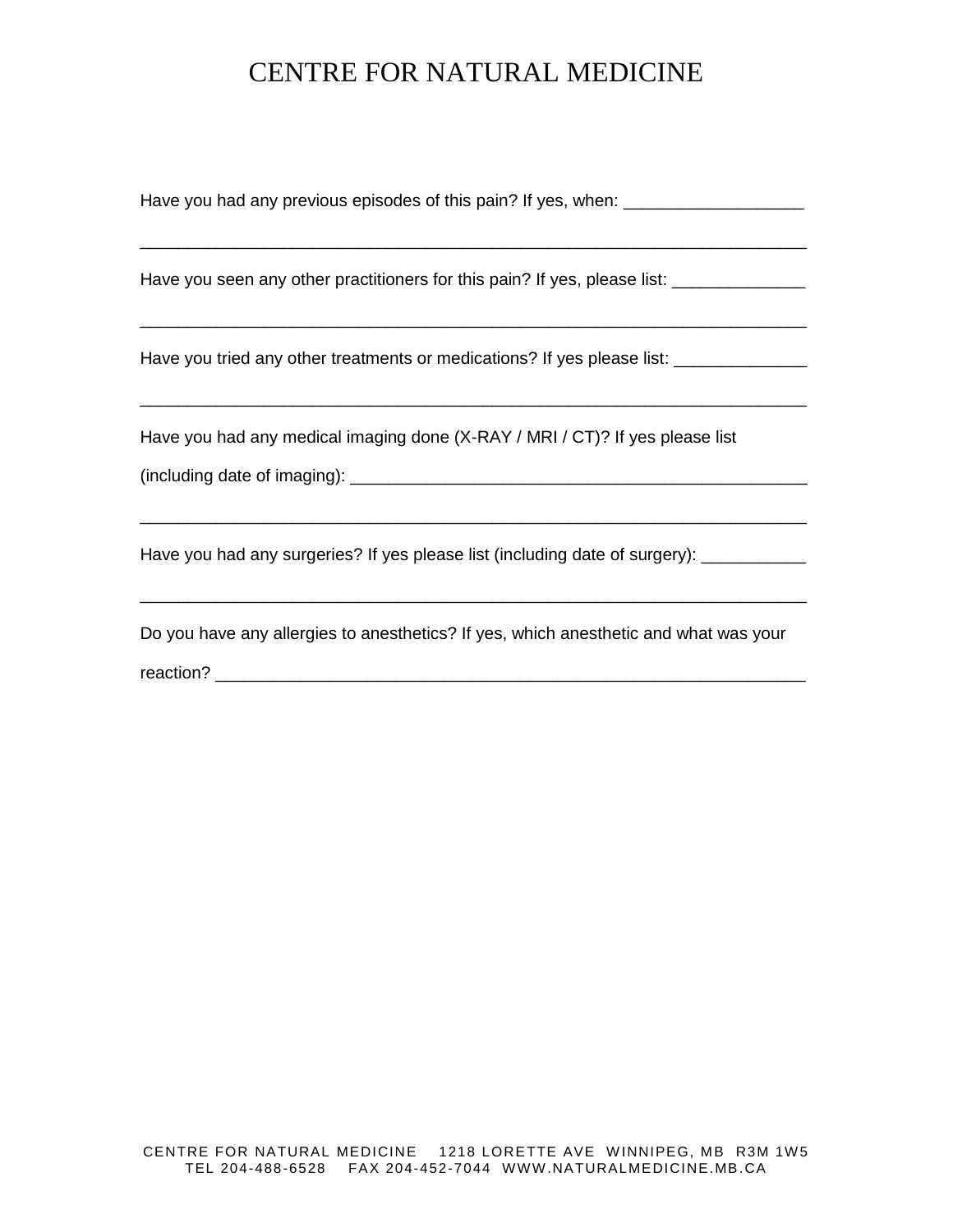# CENTRE FOR NATURAL MEDICINE

Have you had any previous episodes of this pain? If yes, when: ___________________

_________________________________________________________________________

Have you seen any other practitioners for this pain? If yes, please list: ______________

_________________________________________________________________________

Have you tried any other treatments or medications? If yes please list: ______________

_________________________________________________________________________

Have you had any medical imaging done (X-RAY / MRI / CT)? If yes please list (including date of imaging): __________________________________________________

_________________________________________________________________________

Have you had any surgeries? If yes please list (including date of surgery): ___________

_________________________________________________________________________

Do you have any allergies to anesthetics? If yes, which anesthetic and what was your reaction? _________________________________________________________________

CENTRE FOR NATURAL MEDICINE 1218 LORETTE AVE WINNIPEG, MB R3M 1W5
TEL 204-488-6528 FAX 204-452-7044 WWW.NATURALMEDICINE.MB.CA